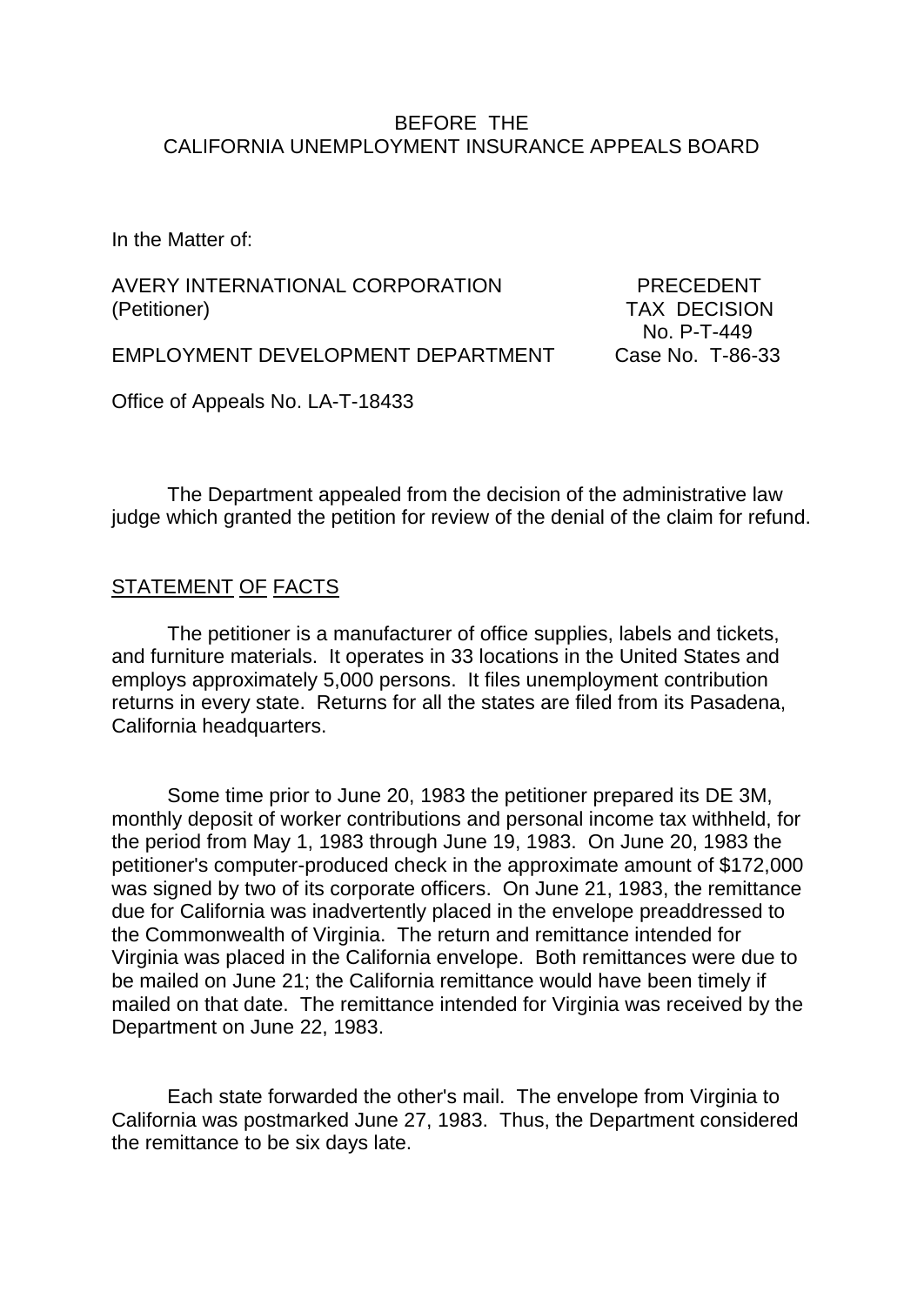BEFORE THE
CALIFORNIA UNEMPLOYMENT INSURANCE APPEALS BOARD

In the Matter of:

AVERY INTERNATIONAL CORPORATION (Petitioner)

EMPLOYMENT DEVELOPMENT DEPARTMENT

PRECEDENT TAX DECISION No. P-T-449
Case No. T-86-33

Office of Appeals No. LA-T-18433

The Department appealed from the decision of the administrative law judge which granted the petition for review of the denial of the claim for refund.

## STATEMENT OF FACTS

The petitioner is a manufacturer of office supplies, labels and tickets, and furniture materials. It operates in 33 locations in the United States and employs approximately 5,000 persons. It files unemployment contribution returns in every state. Returns for all the states are filed from its Pasadena, California headquarters.

Some time prior to June 20, 1983 the petitioner prepared its DE 3M, monthly deposit of worker contributions and personal income tax withheld, for the period from May 1, 1983 through June 19, 1983. On June 20, 1983 the petitioner's computer-produced check in the approximate amount of $172,000 was signed by two of its corporate officers. On June 21, 1983, the remittance due for California was inadvertently placed in the envelope preaddressed to the Commonwealth of Virginia. The return and remittance intended for Virginia was placed in the California envelope. Both remittances were due to be mailed on June 21; the California remittance would have been timely if mailed on that date. The remittance intended for Virginia was received by the Department on June 22, 1983.

Each state forwarded the other's mail. The envelope from Virginia to California was postmarked June 27, 1983. Thus, the Department considered the remittance to be six days late.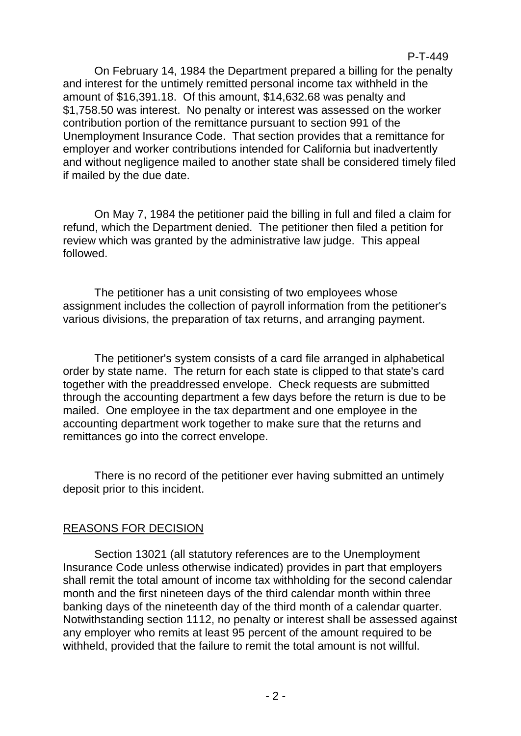On February 14, 1984 the Department prepared a billing for the penalty and interest for the untimely remitted personal income tax withheld in the amount of $16,391.18. Of this amount, $14,632.68 was penalty and $1,758.50 was interest. No penalty or interest was assessed on the worker contribution portion of the remittance pursuant to section 991 of the Unemployment Insurance Code. That section provides that a remittance for employer and worker contributions intended for California but inadvertently and without negligence mailed to another state shall be considered timely filed if mailed by the due date.

On May 7, 1984 the petitioner paid the billing in full and filed a claim for refund, which the Department denied. The petitioner then filed a petition for review which was granted by the administrative law judge. This appeal followed.

The petitioner has a unit consisting of two employees whose assignment includes the collection of payroll information from the petitioner's various divisions, the preparation of tax returns, and arranging payment.

The petitioner's system consists of a card file arranged in alphabetical order by state name. The return for each state is clipped to that state's card together with the preaddressed envelope. Check requests are submitted through the accounting department a few days before the return is due to be mailed. One employee in the tax department and one employee in the accounting department work together to make sure that the returns and remittances go into the correct envelope.

There is no record of the petitioner ever having submitted an untimely deposit prior to this incident.

## REASONS FOR DECISION

Section 13021 (all statutory references are to the Unemployment Insurance Code unless otherwise indicated) provides in part that employers shall remit the total amount of income tax withholding for the second calendar month and the first nineteen days of the third calendar month within three banking days of the nineteenth day of the third month of a calendar quarter. Notwithstanding section 1112, no penalty or interest shall be assessed against any employer who remits at least 95 percent of the amount required to be withheld, provided that the failure to remit the total amount is not willful.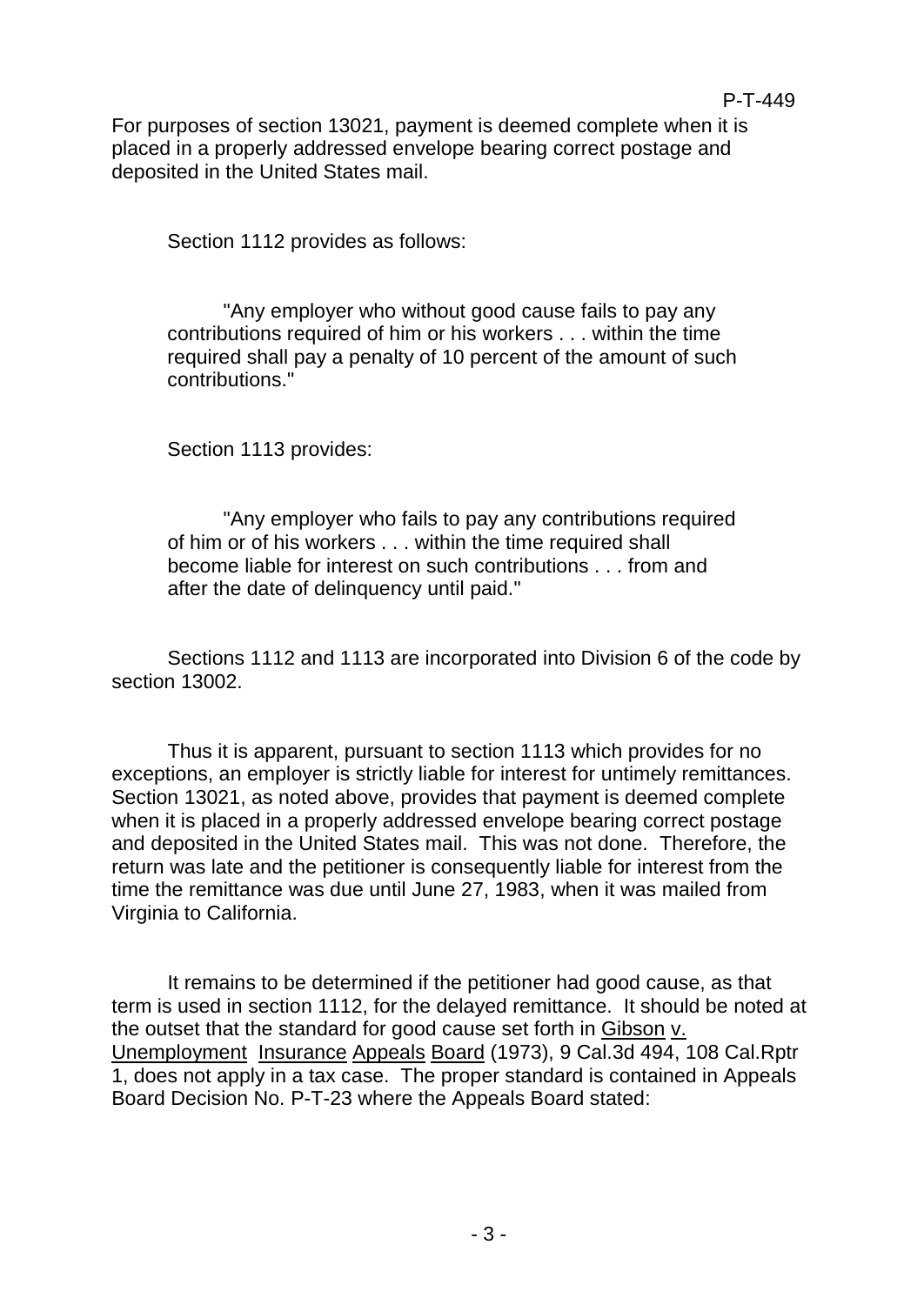For purposes of section 13021, payment is deemed complete when it is placed in a properly addressed envelope bearing correct postage and deposited in the United States mail.

Section 1112 provides as follows:

> "Any employer who without good cause fails to pay any contributions required of him or his workers . . . within the time required shall pay a penalty of 10 percent of the amount of such contributions."

Section 1113 provides:

> "Any employer who fails to pay any contributions required of him or of his workers . . . within the time required shall become liable for interest on such contributions . . . from and after the date of delinquency until paid."

Sections 1112 and 1113 are incorporated into Division 6 of the code by section 13002.

Thus it is apparent, pursuant to section 1113 which provides for no exceptions, an employer is strictly liable for interest for untimely remittances. Section 13021, as noted above, provides that payment is deemed complete when it is placed in a properly addressed envelope bearing correct postage and deposited in the United States mail. This was not done. Therefore, the return was late and the petitioner is consequently liable for interest from the time the remittance was due until June 27, 1983, when it was mailed from Virginia to California.

It remains to be determined if the petitioner had good cause, as that term is used in section 1112, for the delayed remittance. It should be noted at the outset that the standard for good cause set forth in Gibson v. Unemployment Insurance Appeals Board (1973), 9 Cal.3d 494, 108 Cal.Rptr 1, does not apply in a tax case. The proper standard is contained in Appeals Board Decision No. P-T-23 where the Appeals Board stated: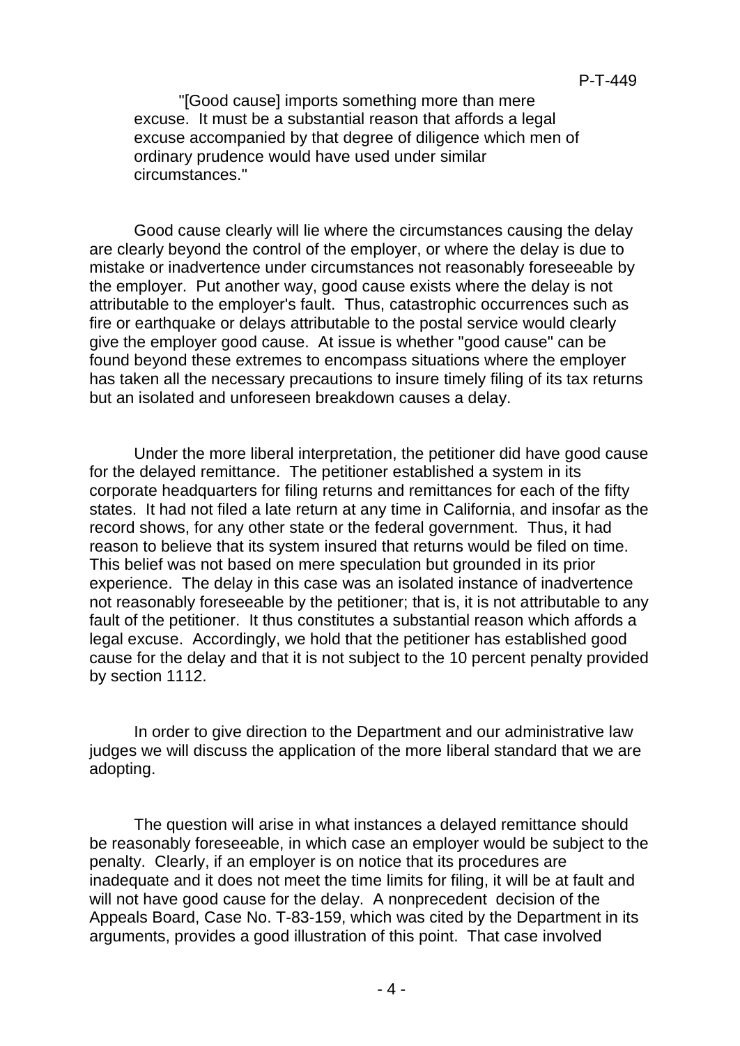"[Good cause] imports something more than mere excuse. It must be a substantial reason that affords a legal excuse accompanied by that degree of diligence which men of ordinary prudence would have used under similar circumstances."

Good cause clearly will lie where the circumstances causing the delay are clearly beyond the control of the employer, or where the delay is due to mistake or inadvertence under circumstances not reasonably foreseeable by the employer. Put another way, good cause exists where the delay is not attributable to the employer's fault. Thus, catastrophic occurrences such as fire or earthquake or delays attributable to the postal service would clearly give the employer good cause. At issue is whether "good cause" can be found beyond these extremes to encompass situations where the employer has taken all the necessary precautions to insure timely filing of its tax returns but an isolated and unforeseen breakdown causes a delay.

Under the more liberal interpretation, the petitioner did have good cause for the delayed remittance. The petitioner established a system in its corporate headquarters for filing returns and remittances for each of the fifty states. It had not filed a late return at any time in California, and insofar as the record shows, for any other state or the federal government. Thus, it had reason to believe that its system insured that returns would be filed on time. This belief was not based on mere speculation but grounded in its prior experience. The delay in this case was an isolated instance of inadvertence not reasonably foreseeable by the petitioner; that is, it is not attributable to any fault of the petitioner. It thus constitutes a substantial reason which affords a legal excuse. Accordingly, we hold that the petitioner has established good cause for the delay and that it is not subject to the 10 percent penalty provided by section 1112.

In order to give direction to the Department and our administrative law judges we will discuss the application of the more liberal standard that we are adopting.

The question will arise in what instances a delayed remittance should be reasonably foreseeable, in which case an employer would be subject to the penalty. Clearly, if an employer is on notice that its procedures are inadequate and it does not meet the time limits for filing, it will be at fault and will not have good cause for the delay. A nonprecedent decision of the Appeals Board, Case No. T-83-159, which was cited by the Department in its arguments, provides a good illustration of this point. That case involved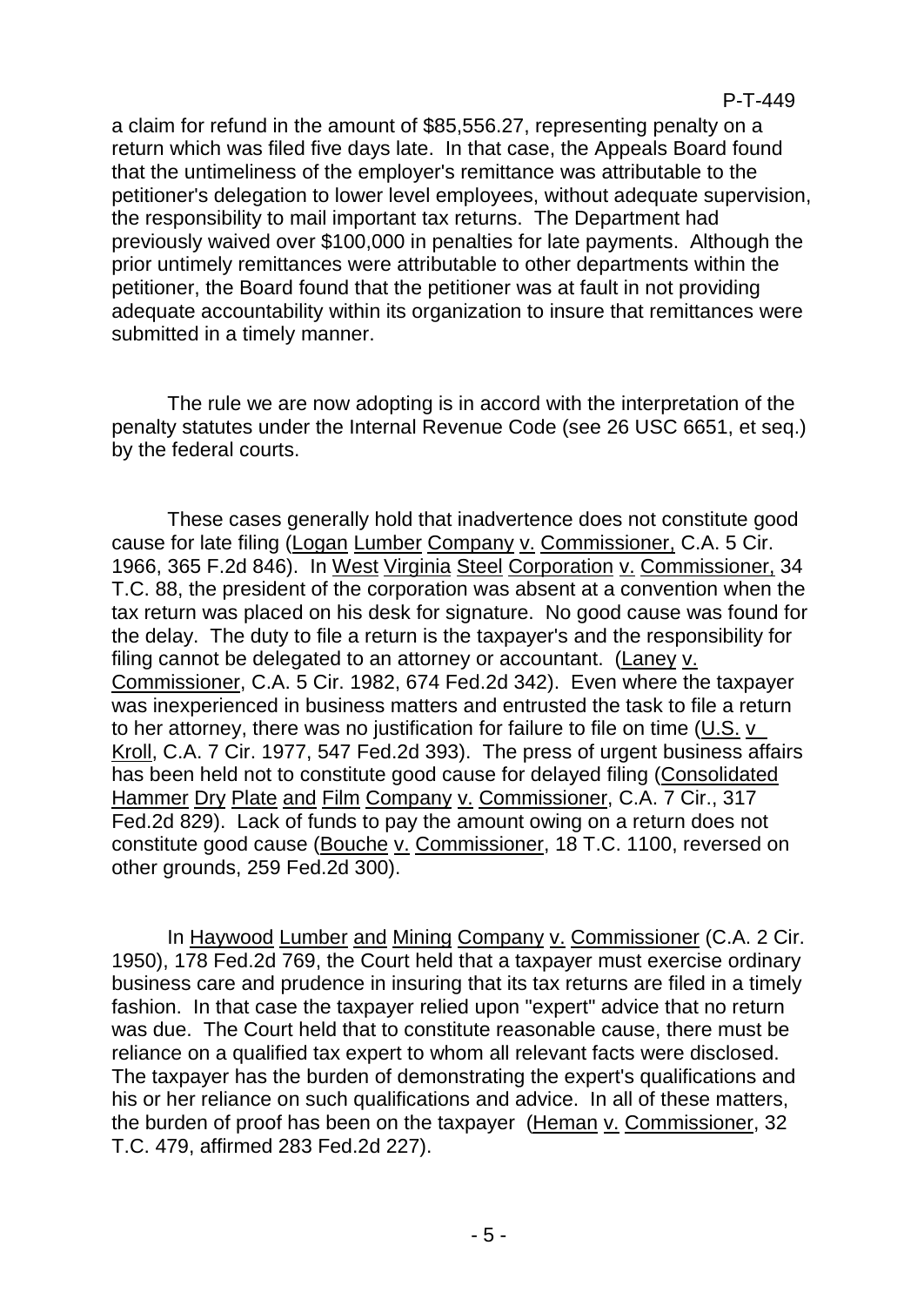a claim for refund in the amount of $85,556.27, representing penalty on a return which was filed five days late. In that case, the Appeals Board found that the untimeliness of the employer's remittance was attributable to the petitioner's delegation to lower level employees, without adequate supervision, the responsibility to mail important tax returns. The Department had previously waived over $100,000 in penalties for late payments. Although the prior untimely remittances were attributable to other departments within the petitioner, the Board found that the petitioner was at fault in not providing adequate accountability within its organization to insure that remittances were submitted in a timely manner.

The rule we are now adopting is in accord with the interpretation of the penalty statutes under the Internal Revenue Code (see 26 USC 6651, et seq.) by the federal courts.

These cases generally hold that inadvertence does not constitute good cause for late filing (Logan Lumber Company v. Commissioner, C.A. 5 Cir. 1966, 365 F.2d 846). In West Virginia Steel Corporation v. Commissioner, 34 T.C. 88, the president of the corporation was absent at a convention when the tax return was placed on his desk for signature. No good cause was found for the delay. The duty to file a return is the taxpayer's and the responsibility for filing cannot be delegated to an attorney or accountant. (Laney v. Commissioner, C.A. 5 Cir. 1982, 674 Fed.2d 342). Even where the taxpayer was inexperienced in business matters and entrusted the task to file a return to her attorney, there was no justification for failure to file on time (U.S. v Kroll, C.A. 7 Cir. 1977, 547 Fed.2d 393). The press of urgent business affairs has been held not to constitute good cause for delayed filing (Consolidated Hammer Dry Plate and Film Company v. Commissioner, C.A. 7 Cir., 317 Fed.2d 829). Lack of funds to pay the amount owing on a return does not constitute good cause (Bouche v. Commissioner, 18 T.C. 1100, reversed on other grounds, 259 Fed.2d 300).

In Haywood Lumber and Mining Company v. Commissioner (C.A. 2 Cir. 1950), 178 Fed.2d 769, the Court held that a taxpayer must exercise ordinary business care and prudence in insuring that its tax returns are filed in a timely fashion. In that case the taxpayer relied upon "expert" advice that no return was due. The Court held that to constitute reasonable cause, there must be reliance on a qualified tax expert to whom all relevant facts were disclosed. The taxpayer has the burden of demonstrating the expert's qualifications and his or her reliance on such qualifications and advice. In all of these matters, the burden of proof has been on the taxpayer (Heman v. Commissioner, 32 T.C. 479, affirmed 283 Fed.2d 227).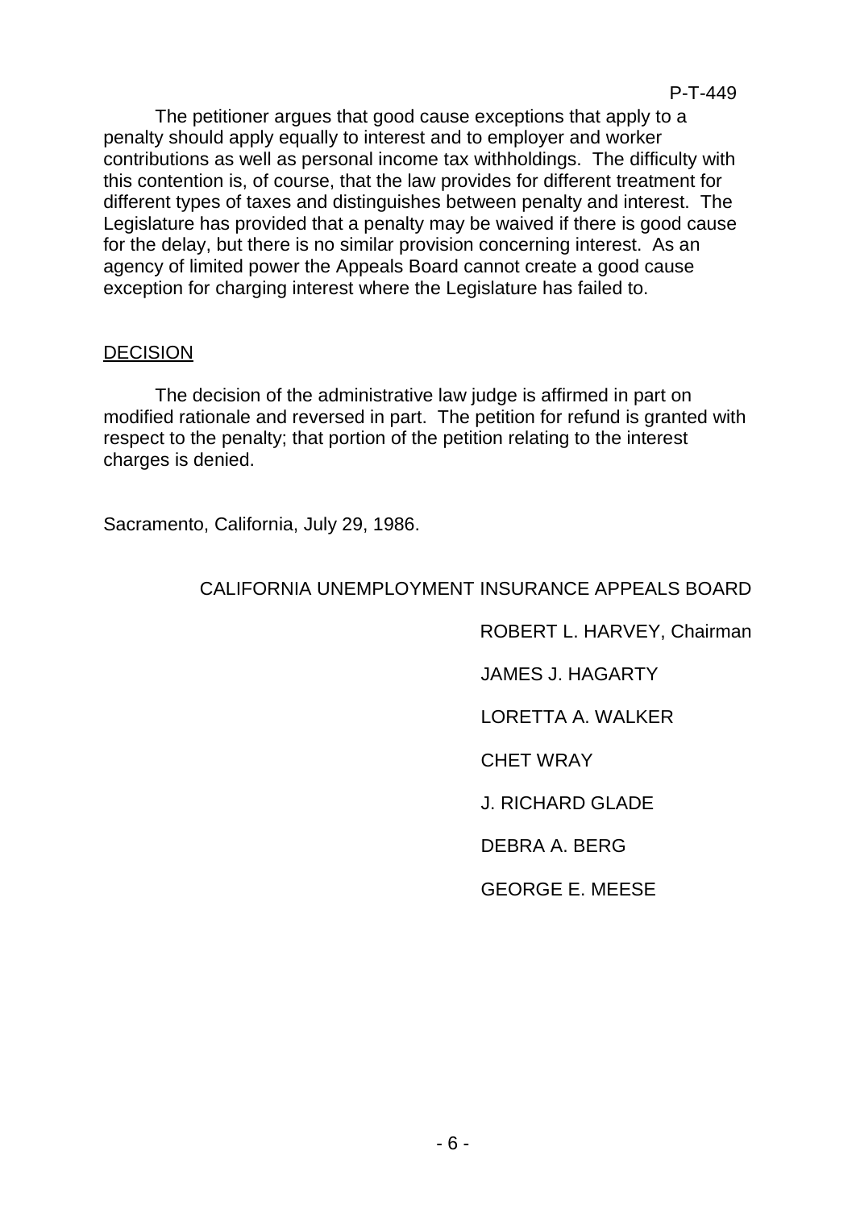The petitioner argues that good cause exceptions that apply to a penalty should apply equally to interest and to employer and worker contributions as well as personal income tax withholdings. The difficulty with this contention is, of course, that the law provides for different treatment for different types of taxes and distinguishes between penalty and interest. The Legislature has provided that a penalty may be waived if there is good cause for the delay, but there is no similar provision concerning interest. As an agency of limited power the Appeals Board cannot create a good cause exception for charging interest where the Legislature has failed to.

## DECISION

The decision of the administrative law judge is affirmed in part on modified rationale and reversed in part. The petition for refund is granted with respect to the penalty; that portion of the petition relating to the interest charges is denied.

Sacramento, California, July 29, 1986.

CALIFORNIA UNEMPLOYMENT INSURANCE APPEALS BOARD

ROBERT L. HARVEY, Chairman

JAMES J. HAGARTY

LORETTA A. WALKER

CHET WRAY

J. RICHARD GLADE

DEBRA A. BERG

GEORGE E. MEESE